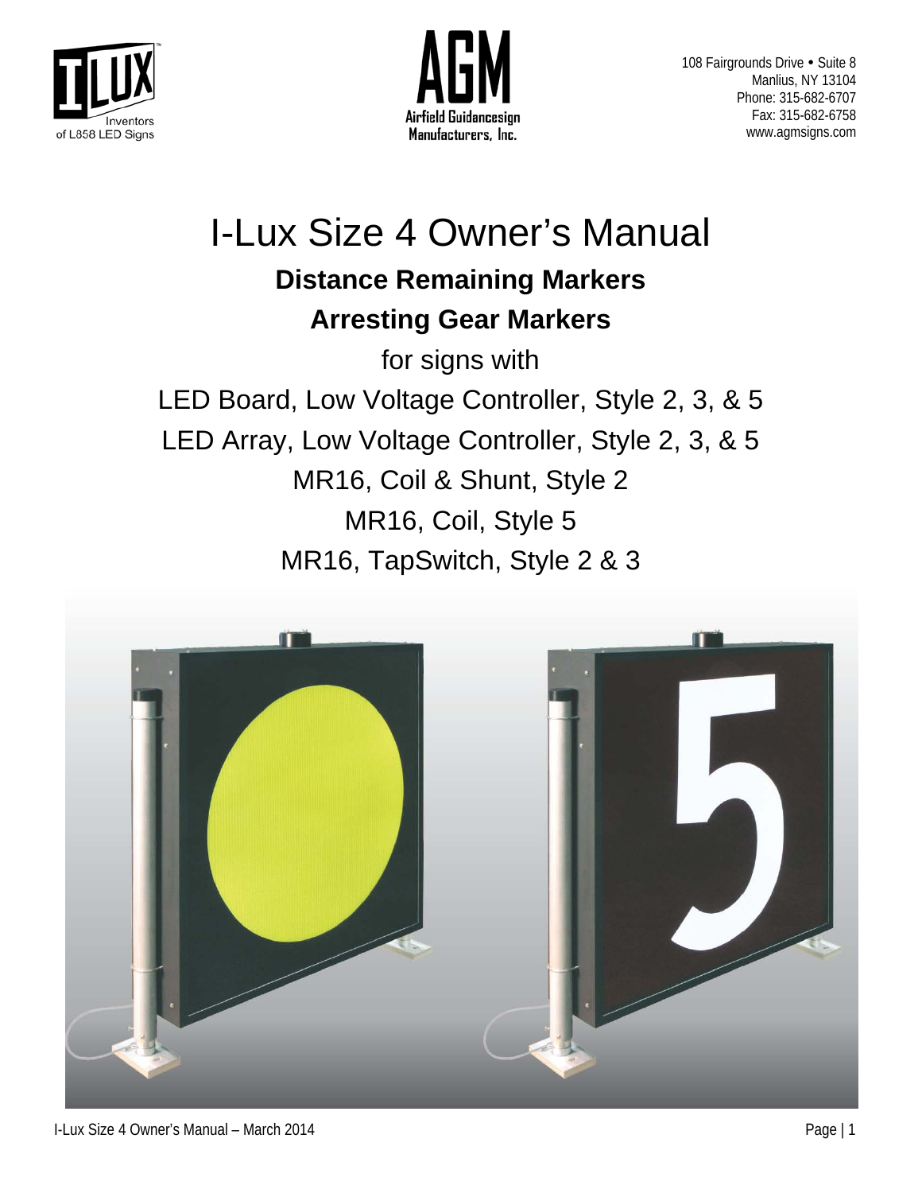ILUX™ Inventors of L858 LED Signs

AGM Airfield Guidancesign Manufacturers, Inc.

108 Fairgrounds Drive • Suite 8
Manlius, NY 13104
Phone: 315-682-6707
Fax: 315-682-6758
www.agmsigns.com

# I-Lux Size 4 Owner's Manual

## Distance Remaining Markers

## Arresting Gear Markers

for signs with

LED Board, Low Voltage Controller, Style 2, 3, & 5

LED Array, Low Voltage Controller, Style 2, 3, & 5

MR16, Coil & Shunt, Style 2

MR16, Coil, Style 5

MR16, TapSwitch, Style 2 & 3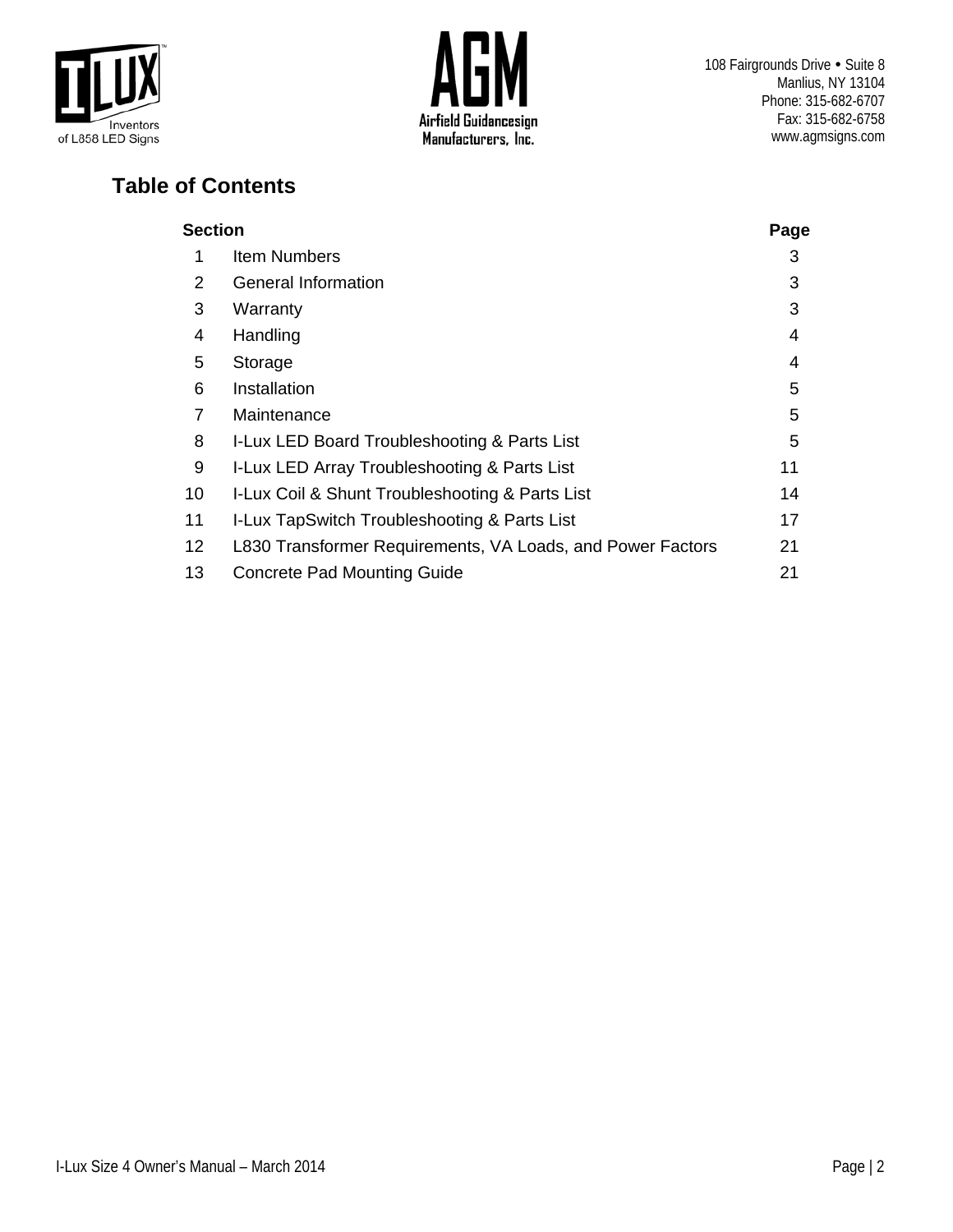108 Fairgrounds Drive • Suite 8
Manlius, NY 13104
Phone: 315-682-6707
Fax: 315-682-6758
www.agmsigns.com

## Table of Contents

| Section | | Page |
|---|---|---|
| 1 | Item Numbers | 3 |
| 2 | General Information | 3 |
| 3 | Warranty | 3 |
| 4 | Handling | 4 |
| 5 | Storage | 4 |
| 6 | Installation | 5 |
| 7 | Maintenance | 5 |
| 8 | I-Lux LED Board Troubleshooting & Parts List | 5 |
| 9 | I-Lux LED Array Troubleshooting & Parts List | 11 |
| 10 | I-Lux Coil & Shunt Troubleshooting & Parts List | 14 |
| 11 | I-Lux TapSwitch Troubleshooting & Parts List | 17 |
| 12 | L830 Transformer Requirements, VA Loads, and Power Factors | 21 |
| 13 | Concrete Pad Mounting Guide | 21 |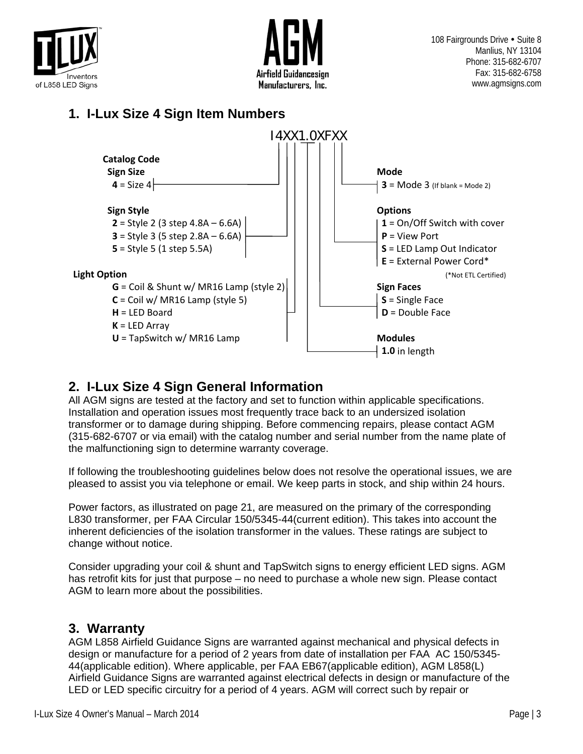108 Fairgrounds Drive • Suite 8
Manlius, NY 13104
Phone: 315-682-6707
Fax: 315-682-6758
www.agmsigns.com

## 1. I-Lux Size 4 Sign Item Numbers

I4XX1.0XFXX

**Catalog Code**

**Sign Size**
- **4** = Size 4

**Sign Style**
- **2** = Style 2 (3 step 4.8A – 6.6A)
- **3** = Style 3 (5 step 2.8A – 6.6A)
- **5** = Style 5 (1 step 5.5A)

**Light Option**
- **G** = Coil & Shunt w/ MR16 Lamp (style 2)
- **C** = Coil w/ MR16 Lamp (style 5)
- **H** = LED Board
- **K** = LED Array
- **U** = TapSwitch w/ MR16 Lamp

**Mode**
- **3** = Mode 3 (If blank = Mode 2)

**Options**
- **1** = On/Off Switch with cover
- **P** = View Port
- **S** = LED Lamp Out Indicator
- **E** = External Power Cord*

(*Not ETL Certified)

**Sign Faces**
- **S** = Single Face
- **D** = Double Face

**Modules**
- **1.0** in length

## 2. I-Lux Size 4 Sign General Information

All AGM signs are tested at the factory and set to function within applicable specifications. Installation and operation issues most frequently trace back to an undersized isolation transformer or to damage during shipping. Before commencing repairs, please contact AGM (315-682-6707 or via email) with the catalog number and serial number from the name plate of the malfunctioning sign to determine warranty coverage.

If following the troubleshooting guidelines below does not resolve the operational issues, we are pleased to assist you via telephone or email. We keep parts in stock, and ship within 24 hours.

Power factors, as illustrated on page 21, are measured on the primary of the corresponding L830 transformer, per FAA Circular 150/5345-44(current edition). This takes into account the inherent deficiencies of the isolation transformer in the values. These ratings are subject to change without notice.

Consider upgrading your coil & shunt and TapSwitch signs to energy efficient LED signs. AGM has retrofit kits for just that purpose – no need to purchase a whole new sign. Please contact AGM to learn more about the possibilities.

## 3. Warranty

AGM L858 Airfield Guidance Signs are warranted against mechanical and physical defects in design or manufacture for a period of 2 years from date of installation per FAA AC 150/5345-44(applicable edition). Where applicable, per FAA EB67(applicable edition), AGM L858(L) Airfield Guidance Signs are warranted against electrical defects in design or manufacture of the LED or LED specific circuitry for a period of 4 years. AGM will correct such by repair or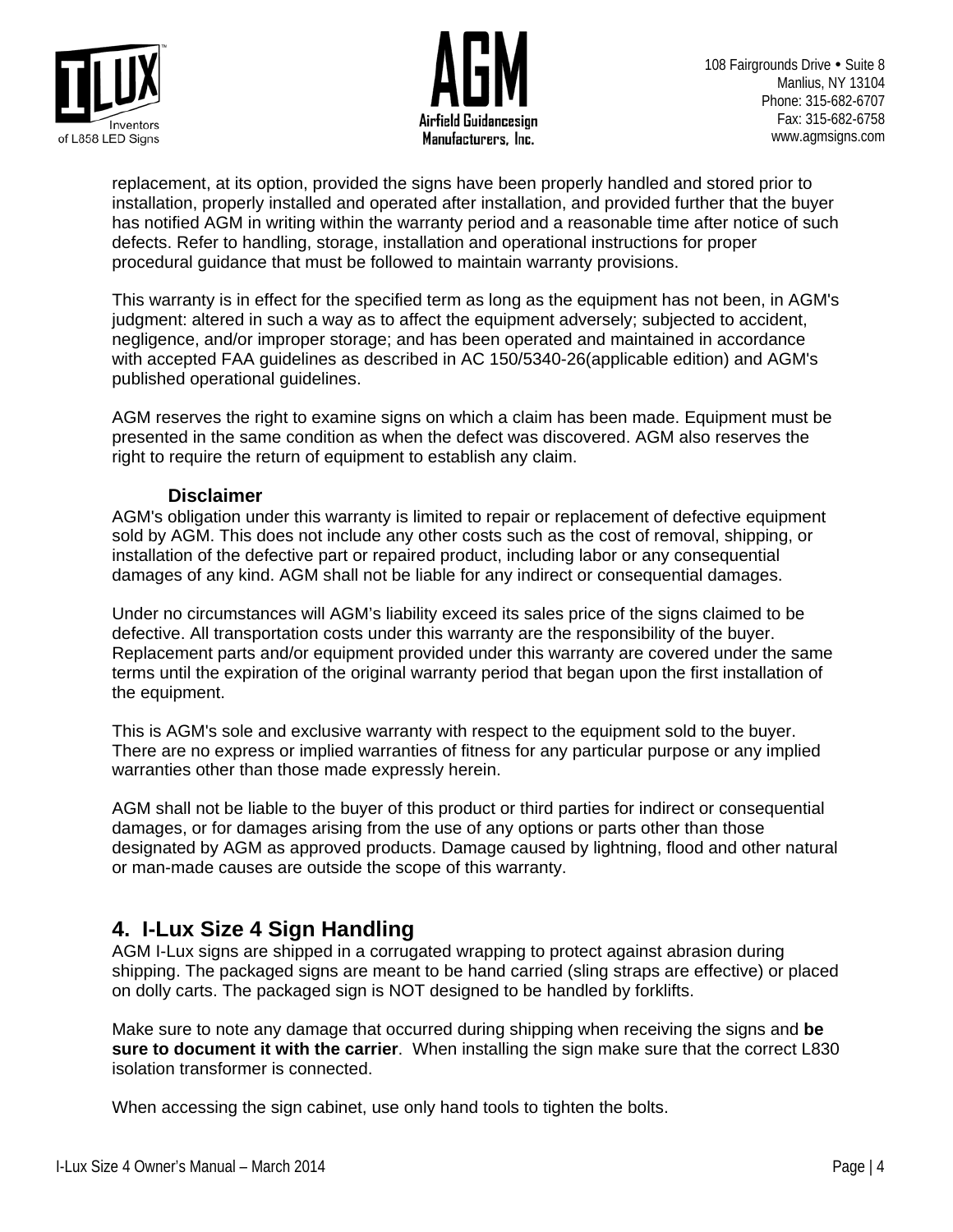replacement, at its option, provided the signs have been properly handled and stored prior to installation, properly installed and operated after installation, and provided further that the buyer has notified AGM in writing within the warranty period and a reasonable time after notice of such defects. Refer to handling, storage, installation and operational instructions for proper procedural guidance that must be followed to maintain warranty provisions.

This warranty is in effect for the specified term as long as the equipment has not been, in AGM's judgment: altered in such a way as to affect the equipment adversely; subjected to accident, negligence, and/or improper storage; and has been operated and maintained in accordance with accepted FAA guidelines as described in AC 150/5340-26(applicable edition) and AGM's published operational guidelines.

AGM reserves the right to examine signs on which a claim has been made. Equipment must be presented in the same condition as when the defect was discovered. AGM also reserves the right to require the return of equipment to establish any claim.

**Disclaimer**

AGM's obligation under this warranty is limited to repair or replacement of defective equipment sold by AGM. This does not include any other costs such as the cost of removal, shipping, or installation of the defective part or repaired product, including labor or any consequential damages of any kind. AGM shall not be liable for any indirect or consequential damages.

Under no circumstances will AGM's liability exceed its sales price of the signs claimed to be defective. All transportation costs under this warranty are the responsibility of the buyer. Replacement parts and/or equipment provided under this warranty are covered under the same terms until the expiration of the original warranty period that began upon the first installation of the equipment.

This is AGM's sole and exclusive warranty with respect to the equipment sold to the buyer. There are no express or implied warranties of fitness for any particular purpose or any implied warranties other than those made expressly herein.

AGM shall not be liable to the buyer of this product or third parties for indirect or consequential damages, or for damages arising from the use of any options or parts other than those designated by AGM as approved products. Damage caused by lightning, flood and other natural or man-made causes are outside the scope of this warranty.

## 4. I-Lux Size 4 Sign Handling

AGM I-Lux signs are shipped in a corrugated wrapping to protect against abrasion during shipping. The packaged signs are meant to be hand carried (sling straps are effective) or placed on dolly carts. The packaged sign is NOT designed to be handled by forklifts.

Make sure to note any damage that occurred during shipping when receiving the signs and **be sure to document it with the carrier**. When installing the sign make sure that the correct L830 isolation transformer is connected.

When accessing the sign cabinet, use only hand tools to tighten the bolts.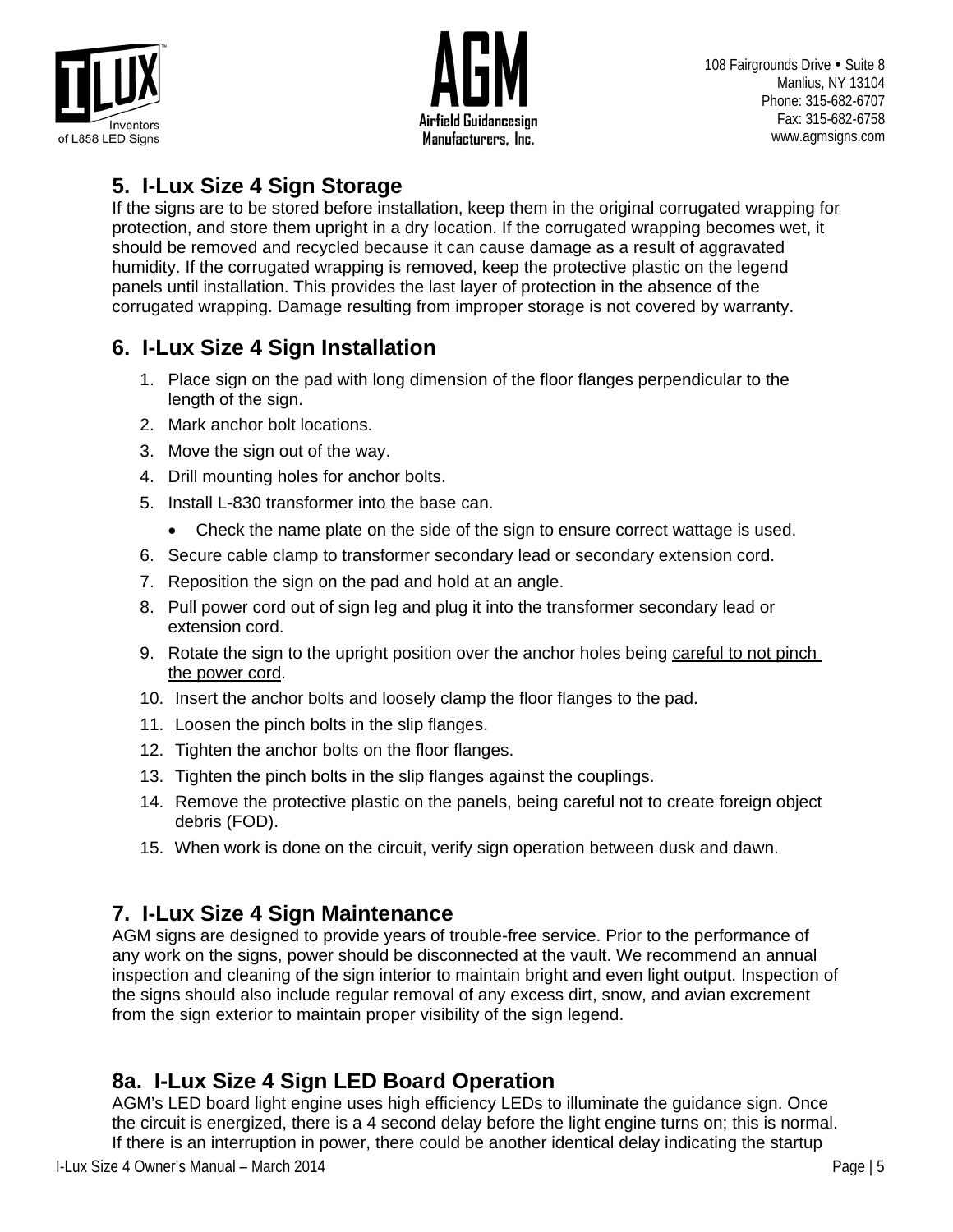## 5. I-Lux Size 4 Sign Storage

If the signs are to be stored before installation, keep them in the original corrugated wrapping for protection, and store them upright in a dry location. If the corrugated wrapping becomes wet, it should be removed and recycled because it can cause damage as a result of aggravated humidity. If the corrugated wrapping is removed, keep the protective plastic on the legend panels until installation. This provides the last layer of protection in the absence of the corrugated wrapping. Damage resulting from improper storage is not covered by warranty.

## 6. I-Lux Size 4 Sign Installation

1. Place sign on the pad with long dimension of the floor flanges perpendicular to the length of the sign.
2. Mark anchor bolt locations.
3. Move the sign out of the way.
4. Drill mounting holes for anchor bolts.
5. Install L-830 transformer into the base can.
   - Check the name plate on the side of the sign to ensure correct wattage is used.
6. Secure cable clamp to transformer secondary lead or secondary extension cord.
7. Reposition the sign on the pad and hold at an angle.
8. Pull power cord out of sign leg and plug it into the transformer secondary lead or extension cord.
9. Rotate the sign to the upright position over the anchor holes being careful to not pinch the power cord.
10. Insert the anchor bolts and loosely clamp the floor flanges to the pad.
11. Loosen the pinch bolts in the slip flanges.
12. Tighten the anchor bolts on the floor flanges.
13. Tighten the pinch bolts in the slip flanges against the couplings.
14. Remove the protective plastic on the panels, being careful not to create foreign object debris (FOD).
15. When work is done on the circuit, verify sign operation between dusk and dawn.

## 7. I-Lux Size 4 Sign Maintenance

AGM signs are designed to provide years of trouble-free service. Prior to the performance of any work on the signs, power should be disconnected at the vault. We recommend an annual inspection and cleaning of the sign interior to maintain bright and even light output. Inspection of the signs should also include regular removal of any excess dirt, snow, and avian excrement from the sign exterior to maintain proper visibility of the sign legend.

## 8a. I-Lux Size 4 Sign LED Board Operation

AGM's LED board light engine uses high efficiency LEDs to illuminate the guidance sign. Once the circuit is energized, there is a 4 second delay before the light engine turns on; this is normal. If there is an interruption in power, there could be another identical delay indicating the startup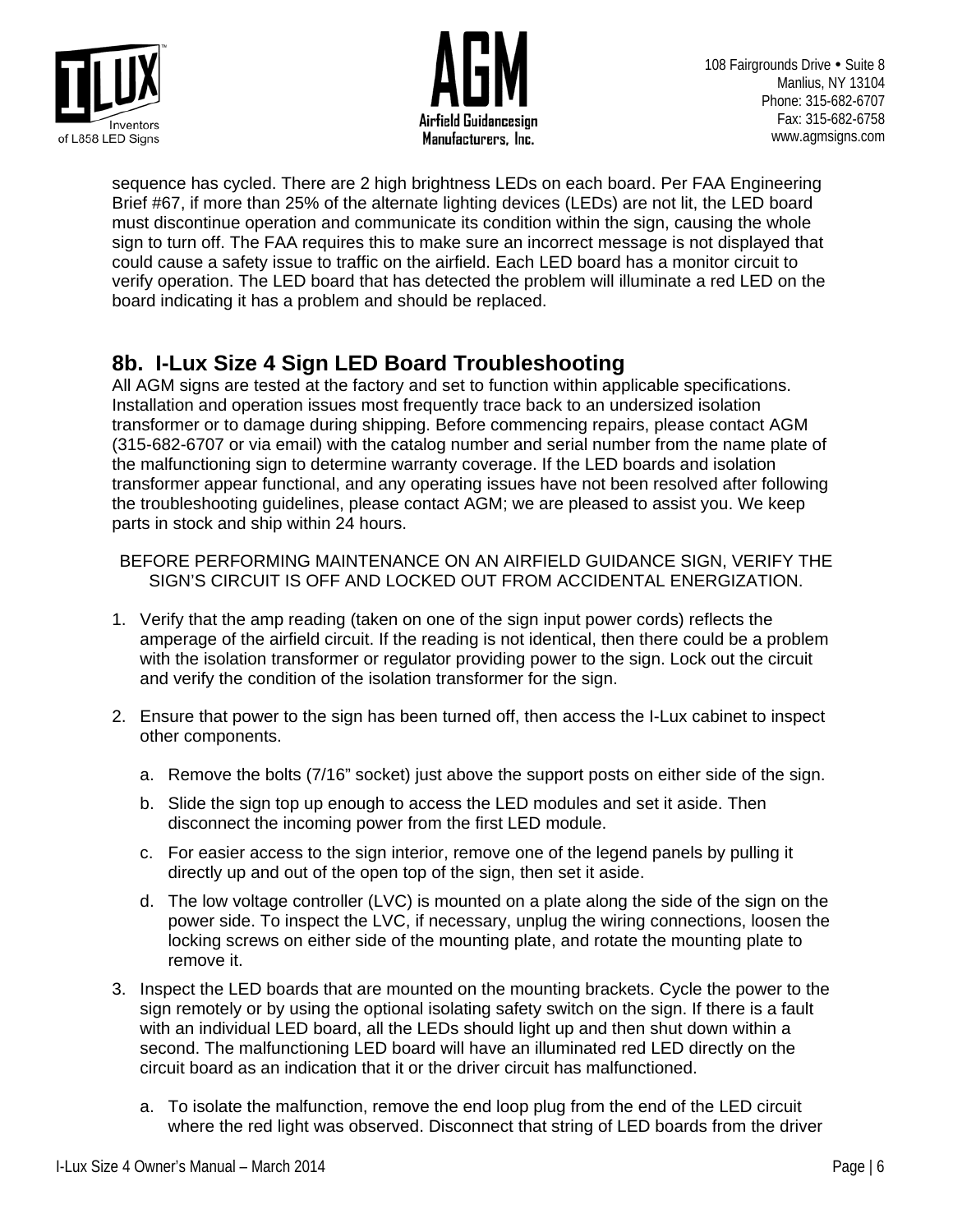sequence has cycled. There are 2 high brightness LEDs on each board. Per FAA Engineering Brief #67, if more than 25% of the alternate lighting devices (LEDs) are not lit, the LED board must discontinue operation and communicate its condition within the sign, causing the whole sign to turn off. The FAA requires this to make sure an incorrect message is not displayed that could cause a safety issue to traffic on the airfield. Each LED board has a monitor circuit to verify operation. The LED board that has detected the problem will illuminate a red LED on the board indicating it has a problem and should be replaced.

## 8b. I-Lux Size 4 Sign LED Board Troubleshooting

All AGM signs are tested at the factory and set to function within applicable specifications. Installation and operation issues most frequently trace back to an undersized isolation transformer or to damage during shipping. Before commencing repairs, please contact AGM (315-682-6707 or via email) with the catalog number and serial number from the name plate of the malfunctioning sign to determine warranty coverage. If the LED boards and isolation transformer appear functional, and any operating issues have not been resolved after following the troubleshooting guidelines, please contact AGM; we are pleased to assist you. We keep parts in stock and ship within 24 hours.

BEFORE PERFORMING MAINTENANCE ON AN AIRFIELD GUIDANCE SIGN, VERIFY THE SIGN'S CIRCUIT IS OFF AND LOCKED OUT FROM ACCIDENTAL ENERGIZATION.

1. Verify that the amp reading (taken on one of the sign input power cords) reflects the amperage of the airfield circuit. If the reading is not identical, then there could be a problem with the isolation transformer or regulator providing power to the sign. Lock out the circuit and verify the condition of the isolation transformer for the sign.

2. Ensure that power to the sign has been turned off, then access the I-Lux cabinet to inspect other components.

   a. Remove the bolts (7/16" socket) just above the support posts on either side of the sign.

   b. Slide the sign top up enough to access the LED modules and set it aside. Then disconnect the incoming power from the first LED module.

   c. For easier access to the sign interior, remove one of the legend panels by pulling it directly up and out of the open top of the sign, then set it aside.

   d. The low voltage controller (LVC) is mounted on a plate along the side of the sign on the power side. To inspect the LVC, if necessary, unplug the wiring connections, loosen the locking screws on either side of the mounting plate, and rotate the mounting plate to remove it.

3. Inspect the LED boards that are mounted on the mounting brackets. Cycle the power to the sign remotely or by using the optional isolating safety switch on the sign. If there is a fault with an individual LED board, all the LEDs should light up and then shut down within a second. The malfunctioning LED board will have an illuminated red LED directly on the circuit board as an indication that it or the driver circuit has malfunctioned.

   a. To isolate the malfunction, remove the end loop plug from the end of the LED circuit where the red light was observed. Disconnect that string of LED boards from the driver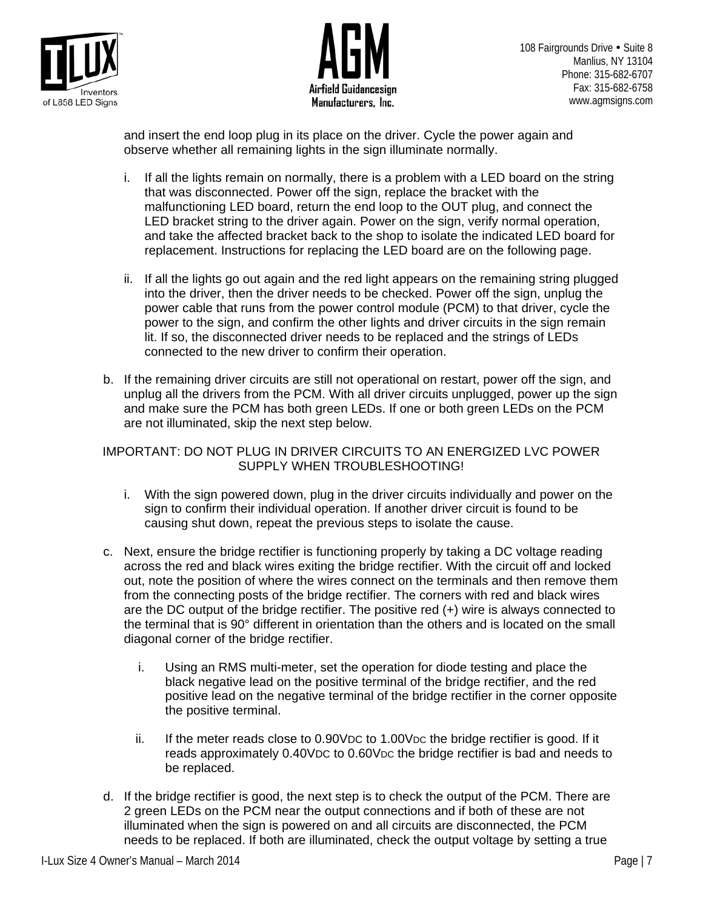and insert the end loop plug in its place on the driver. Cycle the power again and observe whether all remaining lights in the sign illuminate normally.

   i. If all the lights remain on normally, there is a problem with a LED board on the string that was disconnected. Power off the sign, replace the bracket with the malfunctioning LED board, return the end loop to the OUT plug, and connect the LED bracket string to the driver again. Power on the sign, verify normal operation, and take the affected bracket back to the shop to isolate the indicated LED board for replacement. Instructions for replacing the LED board are on the following page.

   ii. If all the lights go out again and the red light appears on the remaining string plugged into the driver, then the driver needs to be checked. Power off the sign, unplug the power cable that runs from the power control module (PCM) to that driver, cycle the power to the sign, and confirm the other lights and driver circuits in the sign remain lit. If so, the disconnected driver needs to be replaced and the strings of LEDs connected to the new driver to confirm their operation.

b. If the remaining driver circuits are still not operational on restart, power off the sign, and unplug all the drivers from the PCM. With all driver circuits unplugged, power up the sign and make sure the PCM has both green LEDs. If one or both green LEDs on the PCM are not illuminated, skip the next step below.

IMPORTANT: DO NOT PLUG IN DRIVER CIRCUITS TO AN ENERGIZED LVC POWER SUPPLY WHEN TROUBLESHOOTING!

   i. With the sign powered down, plug in the driver circuits individually and power on the sign to confirm their individual operation. If another driver circuit is found to be causing shut down, repeat the previous steps to isolate the cause.

c. Next, ensure the bridge rectifier is functioning properly by taking a DC voltage reading across the red and black wires exiting the bridge rectifier. With the circuit off and locked out, note the position of where the wires connect on the terminals and then remove them from the connecting posts of the bridge rectifier. The corners with red and black wires are the DC output of the bridge rectifier. The positive red (+) wire is always connected to the terminal that is 90° different in orientation than the others and is located on the small diagonal corner of the bridge rectifier.

   i. Using an RMS multi-meter, set the operation for diode testing and place the black negative lead on the positive terminal of the bridge rectifier, and the red positive lead on the negative terminal of the bridge rectifier in the corner opposite the positive terminal.

   ii. If the meter reads close to 0.90$V_{DC}$ to 1.00$V_{DC}$ the bridge rectifier is good. If it reads approximately 0.40$V_{DC}$ to 0.60$V_{DC}$ the bridge rectifier is bad and needs to be replaced.

d. If the bridge rectifier is good, the next step is to check the output of the PCM. There are 2 green LEDs on the PCM near the output connections and if both of these are not illuminated when the sign is powered on and all circuits are disconnected, the PCM needs to be replaced. If both are illuminated, check the output voltage by setting a true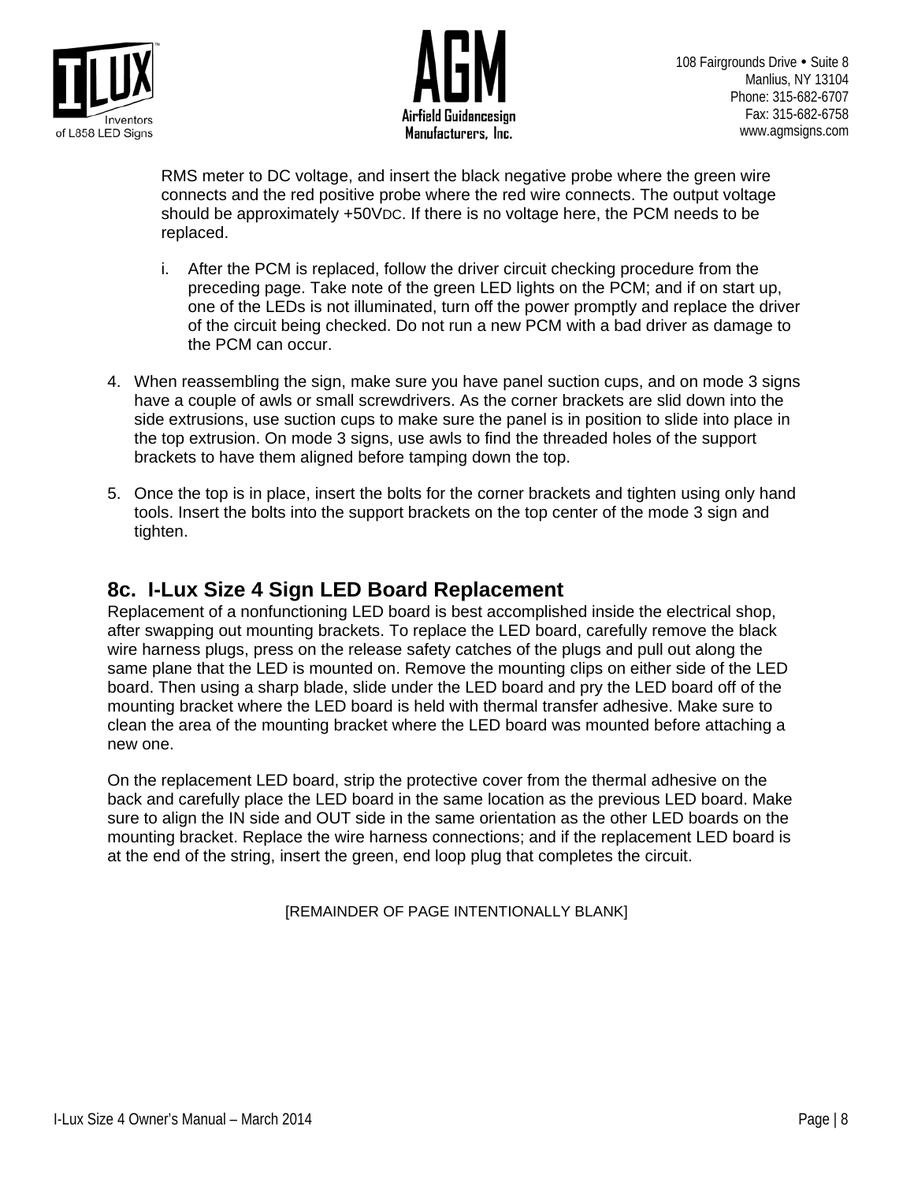RMS meter to DC voltage, and insert the black negative probe where the green wire connects and the red positive probe where the red wire connects. The output voltage should be approximately +50VDC. If there is no voltage here, the PCM needs to be replaced.

i. After the PCM is replaced, follow the driver circuit checking procedure from the preceding page. Take note of the green LED lights on the PCM; and if on start up, one of the LEDs is not illuminated, turn off the power promptly and replace the driver of the circuit being checked. Do not run a new PCM with a bad driver as damage to the PCM can occur.

4. When reassembling the sign, make sure you have panel suction cups, and on mode 3 signs have a couple of awls or small screwdrivers. As the corner brackets are slid down into the side extrusions, use suction cups to make sure the panel is in position to slide into place in the top extrusion. On mode 3 signs, use awls to find the threaded holes of the support brackets to have them aligned before tamping down the top.

5. Once the top is in place, insert the bolts for the corner brackets and tighten using only hand tools. Insert the bolts into the support brackets on the top center of the mode 3 sign and tighten.

## 8c. I-Lux Size 4 Sign LED Board Replacement

Replacement of a nonfunctioning LED board is best accomplished inside the electrical shop, after swapping out mounting brackets. To replace the LED board, carefully remove the black wire harness plugs, press on the release safety catches of the plugs and pull out along the same plane that the LED is mounted on. Remove the mounting clips on either side of the LED board. Then using a sharp blade, slide under the LED board and pry the LED board off of the mounting bracket where the LED board is held with thermal transfer adhesive. Make sure to clean the area of the mounting bracket where the LED board was mounted before attaching a new one.

On the replacement LED board, strip the protective cover from the thermal adhesive on the back and carefully place the LED board in the same location as the previous LED board. Make sure to align the IN side and OUT side in the same orientation as the other LED boards on the mounting bracket. Replace the wire harness connections; and if the replacement LED board is at the end of the string, insert the green, end loop plug that completes the circuit.

[REMAINDER OF PAGE INTENTIONALLY BLANK]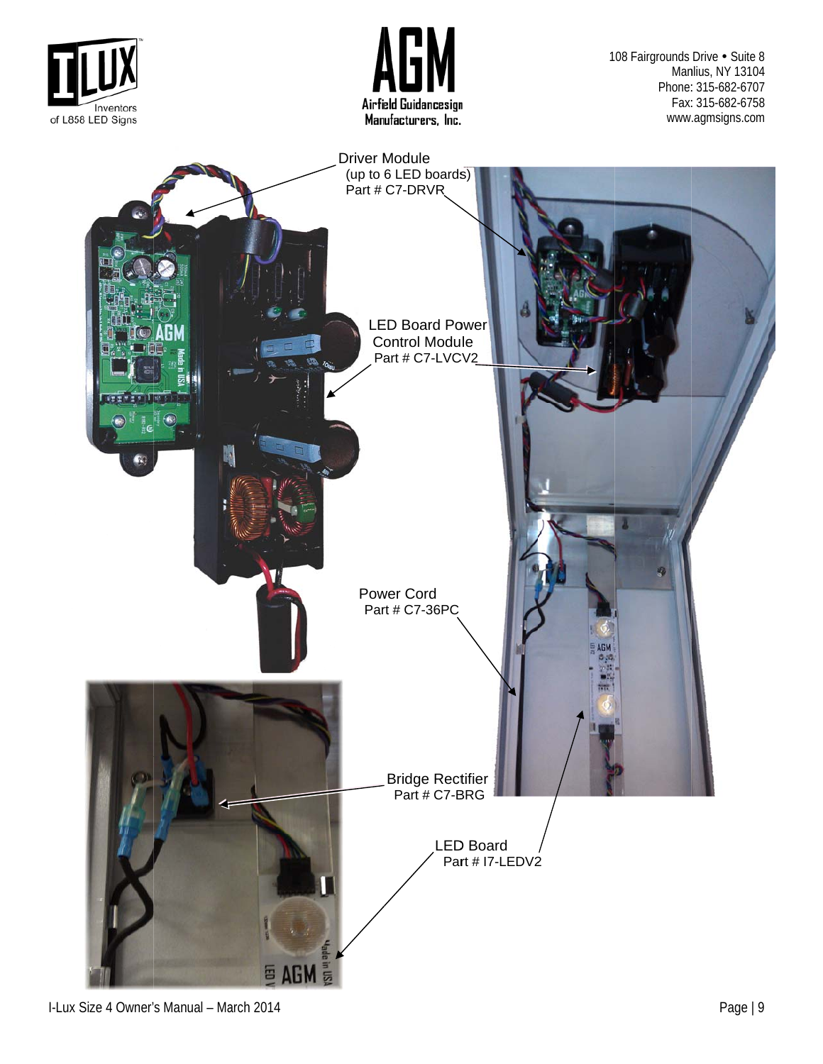Driver Module
(up to 6 LED boards)
Part # C7-DRVR

LED Board Power Control Module
Part # C7-LVCV2

Power Cord
Part # C7-36PC

Bridge Rectifier
Part # C7-BRG

LED Board
Part # I7-LEDV2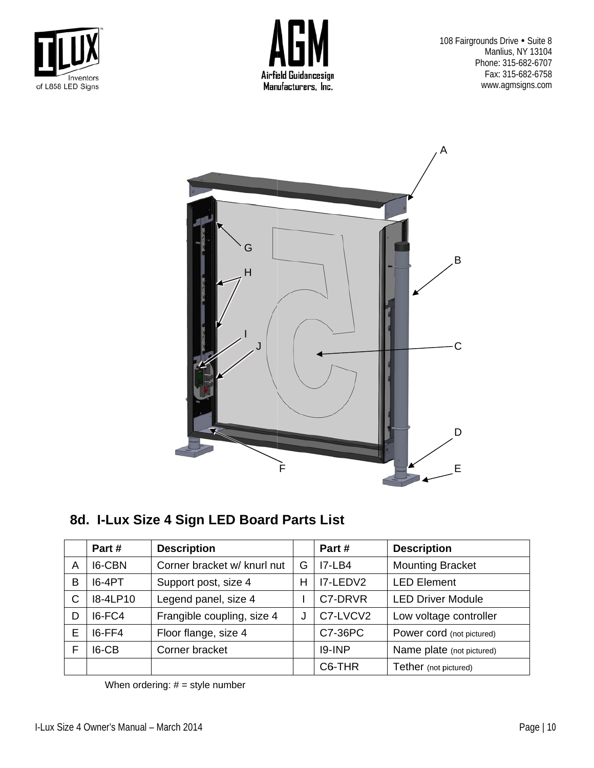## 8d. I-Lux Size 4 Sign LED Board Parts List

| | Part # | Description | | Part # | Description |
|---|---|---|---|---|---|
| A | I6-CBN | Corner bracket w/ knurl nut | G | I7-LB4 | Mounting Bracket |
| B | I6-4PT | Support post, size 4 | H | I7-LEDV2 | LED Element |
| C | I8-4LP10 | Legend panel, size 4 | I | C7-DRVR | LED Driver Module |
| D | I6-FC4 | Frangible coupling, size 4 | J | C7-LVCV2 | Low voltage controller |
| E | I6-FF4 | Floor flange, size 4 | | C7-36PC | Power cord (not pictured) |
| F | I6-CB | Corner bracket | | I9-INP | Name plate (not pictured) |
| | | | | C6-THR | Tether (not pictured) |

When ordering: # = style number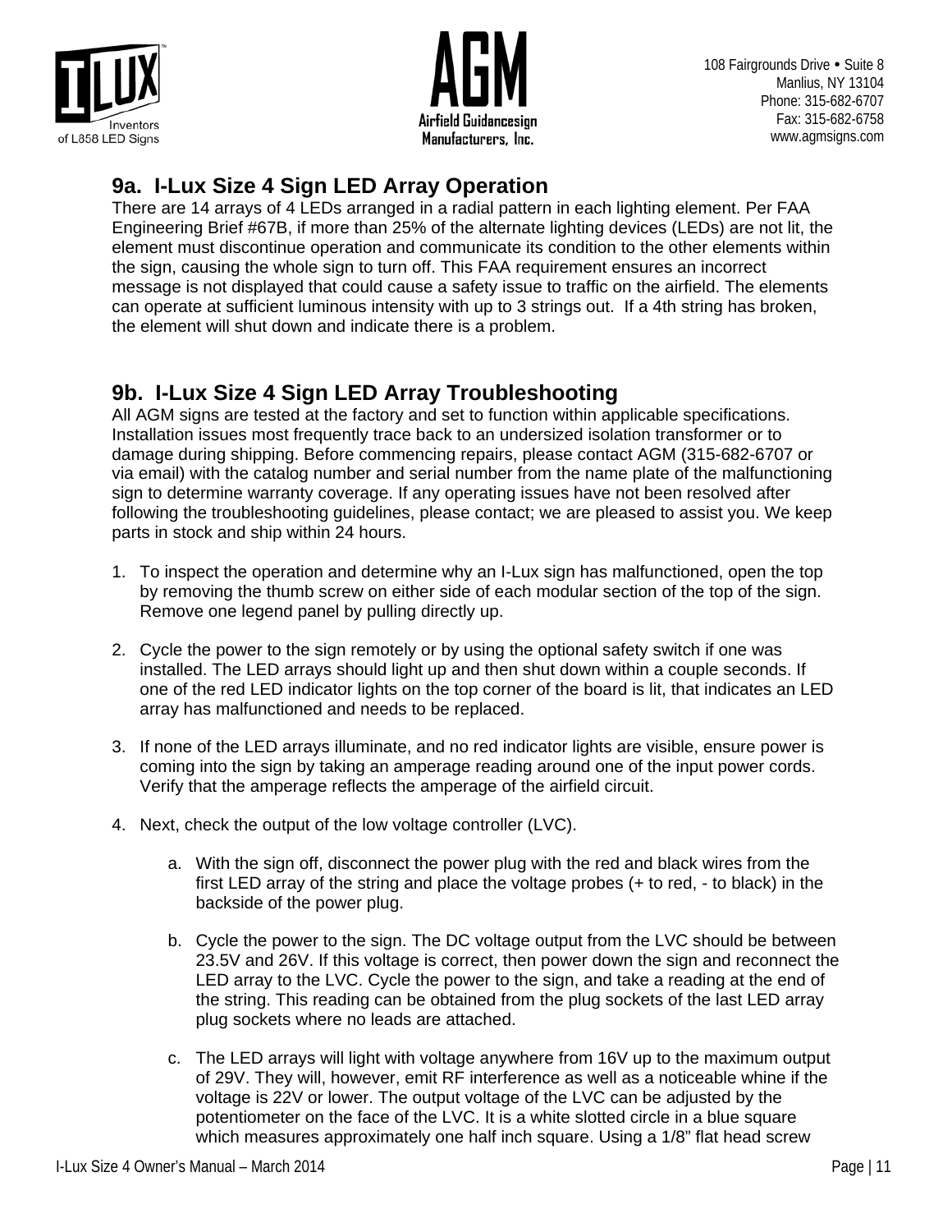## 9a. I-Lux Size 4 Sign LED Array Operation

There are 14 arrays of 4 LEDs arranged in a radial pattern in each lighting element. Per FAA Engineering Brief #67B, if more than 25% of the alternate lighting devices (LEDs) are not lit, the element must discontinue operation and communicate its condition to the other elements within the sign, causing the whole sign to turn off. This FAA requirement ensures an incorrect message is not displayed that could cause a safety issue to traffic on the airfield. The elements can operate at sufficient luminous intensity with up to 3 strings out. If a 4th string has broken, the element will shut down and indicate there is a problem.

## 9b. I-Lux Size 4 Sign LED Array Troubleshooting

All AGM signs are tested at the factory and set to function within applicable specifications. Installation issues most frequently trace back to an undersized isolation transformer or to damage during shipping. Before commencing repairs, please contact AGM (315-682-6707 or via email) with the catalog number and serial number from the name plate of the malfunctioning sign to determine warranty coverage. If any operating issues have not been resolved after following the troubleshooting guidelines, please contact; we are pleased to assist you. We keep parts in stock and ship within 24 hours.

1. To inspect the operation and determine why an I-Lux sign has malfunctioned, open the top by removing the thumb screw on either side of each modular section of the top of the sign. Remove one legend panel by pulling directly up.

2. Cycle the power to the sign remotely or by using the optional safety switch if one was installed. The LED arrays should light up and then shut down within a couple seconds. If one of the red LED indicator lights on the top corner of the board is lit, that indicates an LED array has malfunctioned and needs to be replaced.

3. If none of the LED arrays illuminate, and no red indicator lights are visible, ensure power is coming into the sign by taking an amperage reading around one of the input power cords. Verify that the amperage reflects the amperage of the airfield circuit.

4. Next, check the output of the low voltage controller (LVC).

   a. With the sign off, disconnect the power plug with the red and black wires from the first LED array of the string and place the voltage probes (+ to red, - to black) in the backside of the power plug.

   b. Cycle the power to the sign. The DC voltage output from the LVC should be between 23.5V and 26V. If this voltage is correct, then power down the sign and reconnect the LED array to the LVC. Cycle the power to the sign, and take a reading at the end of the string. This reading can be obtained from the plug sockets of the last LED array plug sockets where no leads are attached.

   c. The LED arrays will light with voltage anywhere from 16V up to the maximum output of 29V. They will, however, emit RF interference as well as a noticeable whine if the voltage is 22V or lower. The output voltage of the LVC can be adjusted by the potentiometer on the face of the LVC. It is a white slotted circle in a blue square which measures approximately one half inch square. Using a 1/8" flat head screw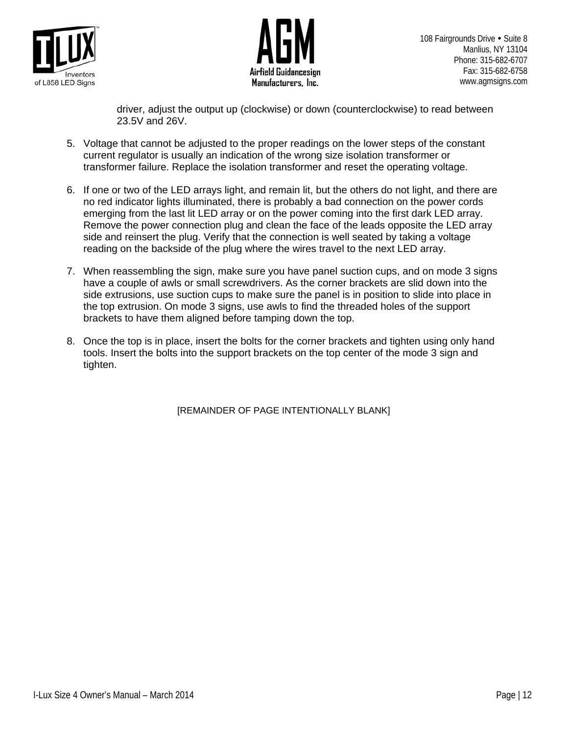driver, adjust the output up (clockwise) or down (counterclockwise) to read between 23.5V and 26V.

5. Voltage that cannot be adjusted to the proper readings on the lower steps of the constant current regulator is usually an indication of the wrong size isolation transformer or transformer failure. Replace the isolation transformer and reset the operating voltage.

6. If one or two of the LED arrays light, and remain lit, but the others do not light, and there are no red indicator lights illuminated, there is probably a bad connection on the power cords emerging from the last lit LED array or on the power coming into the first dark LED array. Remove the power connection plug and clean the face of the leads opposite the LED array side and reinsert the plug. Verify that the connection is well seated by taking a voltage reading on the backside of the plug where the wires travel to the next LED array.

7. When reassembling the sign, make sure you have panel suction cups, and on mode 3 signs have a couple of awls or small screwdrivers. As the corner brackets are slid down into the side extrusions, use suction cups to make sure the panel is in position to slide into place in the top extrusion. On mode 3 signs, use awls to find the threaded holes of the support brackets to have them aligned before tamping down the top.

8. Once the top is in place, insert the bolts for the corner brackets and tighten using only hand tools. Insert the bolts into the support brackets on the top center of the mode 3 sign and tighten.

[REMAINDER OF PAGE INTENTIONALLY BLANK]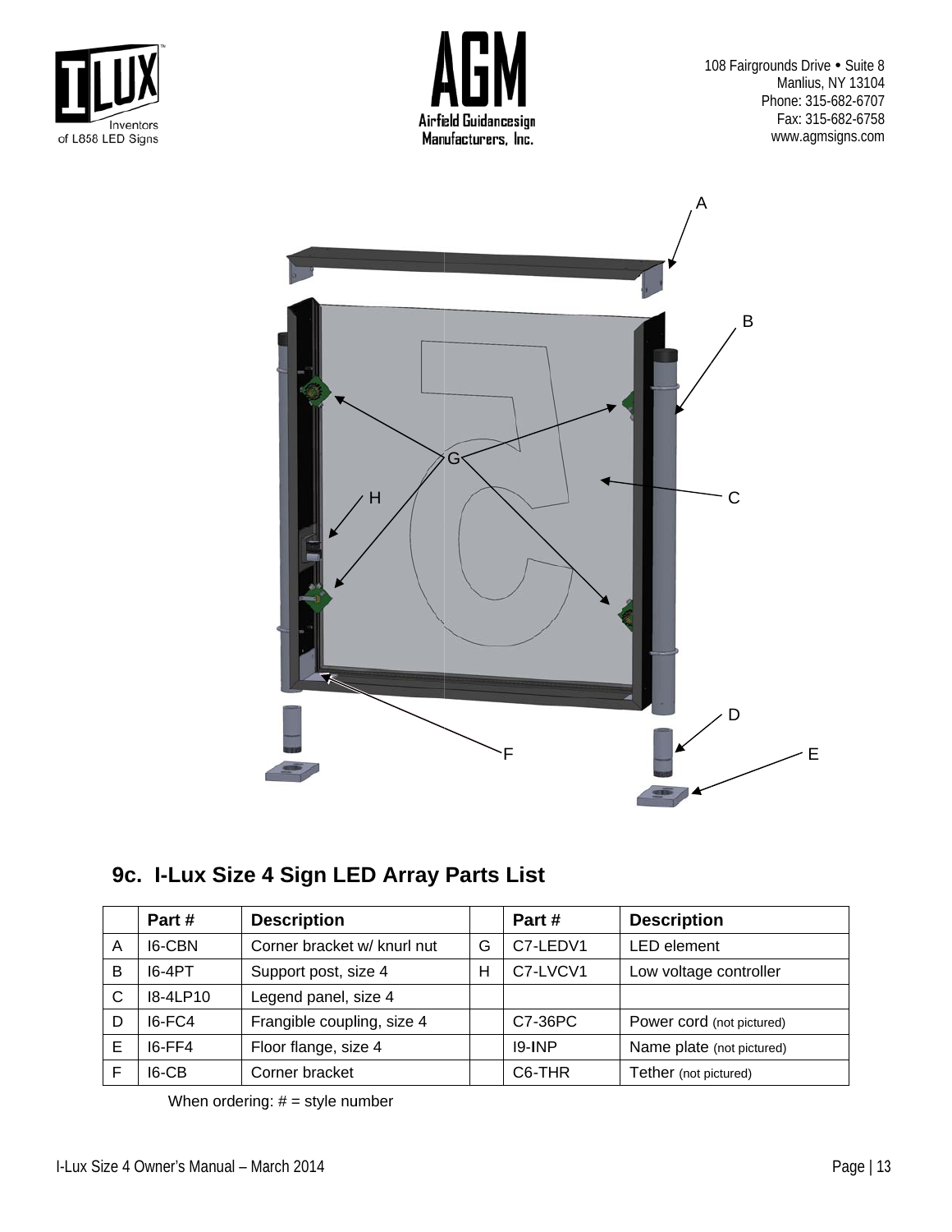## 9c. I-Lux Size 4 Sign LED Array Parts List

| | Part # | Description | | Part # | Description |
|---|---|---|---|---|---|
| A | I6-CBN | Corner bracket w/ knurl nut | G | C7-LEDV1 | LED element |
| B | I6-4PT | Support post, size 4 | H | C7-LVCV1 | Low voltage controller |
| C | I8-4LP10 | Legend panel, size 4 | | | |
| D | I6-FC4 | Frangible coupling, size 4 | | C7-36PC | Power cord (not pictured) |
| E | I6-FF4 | Floor flange, size 4 | | I9-INP | Name plate (not pictured) |
| F | I6-CB | Corner bracket | | C6-THR | Tether (not pictured) |

When ordering: # = style number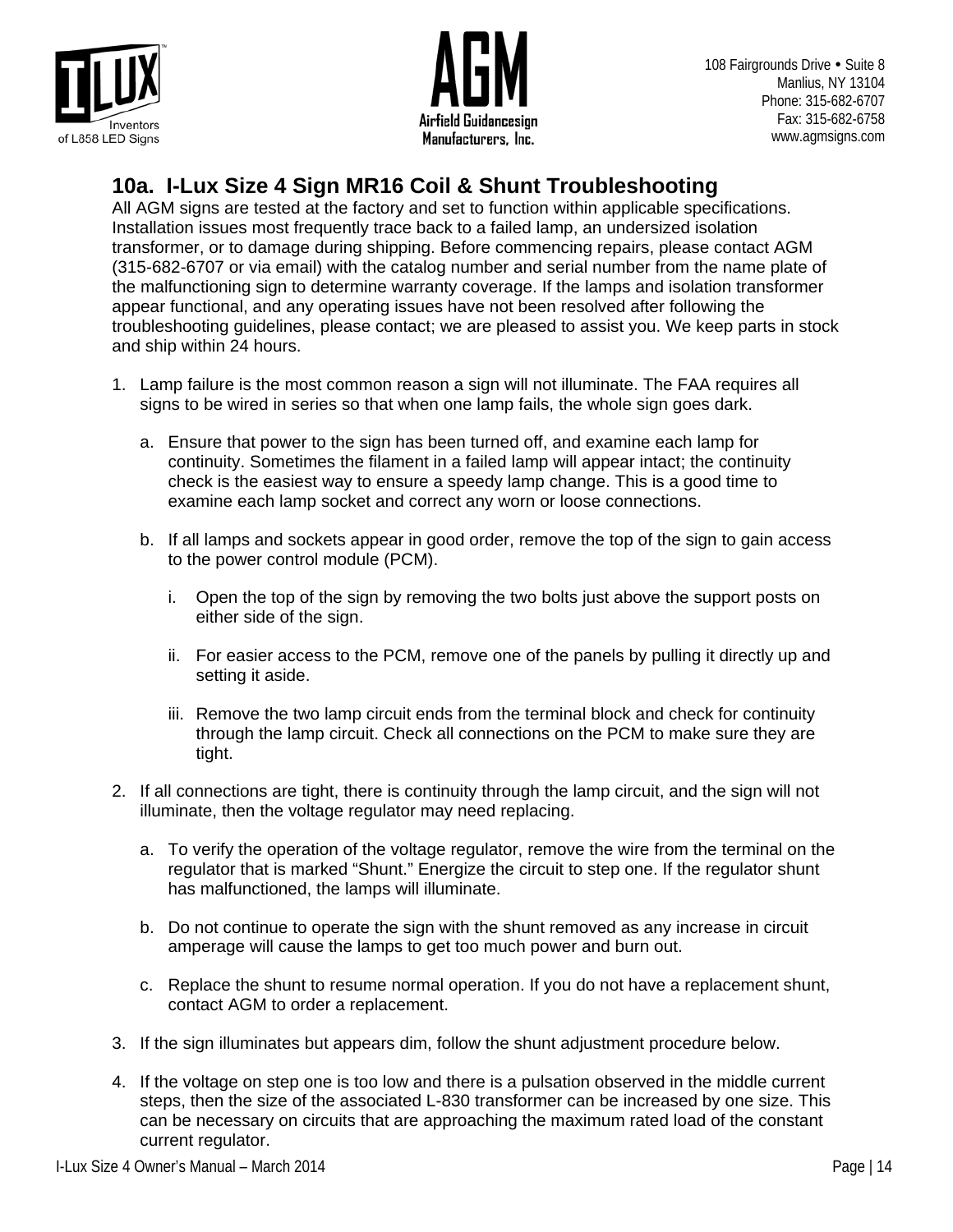## 10a. I-Lux Size 4 Sign MR16 Coil & Shunt Troubleshooting

All AGM signs are tested at the factory and set to function within applicable specifications. Installation issues most frequently trace back to a failed lamp, an undersized isolation transformer, or to damage during shipping. Before commencing repairs, please contact AGM (315-682-6707 or via email) with the catalog number and serial number from the name plate of the malfunctioning sign to determine warranty coverage. If the lamps and isolation transformer appear functional, and any operating issues have not been resolved after following the troubleshooting guidelines, please contact; we are pleased to assist you. We keep parts in stock and ship within 24 hours.

1. Lamp failure is the most common reason a sign will not illuminate. The FAA requires all signs to be wired in series so that when one lamp fails, the whole sign goes dark.

   a. Ensure that power to the sign has been turned off, and examine each lamp for continuity. Sometimes the filament in a failed lamp will appear intact; the continuity check is the easiest way to ensure a speedy lamp change. This is a good time to examine each lamp socket and correct any worn or loose connections.

   b. If all lamps and sockets appear in good order, remove the top of the sign to gain access to the power control module (PCM).

      i. Open the top of the sign by removing the two bolts just above the support posts on either side of the sign.

      ii. For easier access to the PCM, remove one of the panels by pulling it directly up and setting it aside.

      iii. Remove the two lamp circuit ends from the terminal block and check for continuity through the lamp circuit. Check all connections on the PCM to make sure they are tight.

2. If all connections are tight, there is continuity through the lamp circuit, and the sign will not illuminate, then the voltage regulator may need replacing.

   a. To verify the operation of the voltage regulator, remove the wire from the terminal on the regulator that is marked "Shunt." Energize the circuit to step one. If the regulator shunt has malfunctioned, the lamps will illuminate.

   b. Do not continue to operate the sign with the shunt removed as any increase in circuit amperage will cause the lamps to get too much power and burn out.

   c. Replace the shunt to resume normal operation. If you do not have a replacement shunt, contact AGM to order a replacement.

3. If the sign illuminates but appears dim, follow the shunt adjustment procedure below.

4. If the voltage on step one is too low and there is a pulsation observed in the middle current steps, then the size of the associated L-830 transformer can be increased by one size. This can be necessary on circuits that are approaching the maximum rated load of the constant current regulator.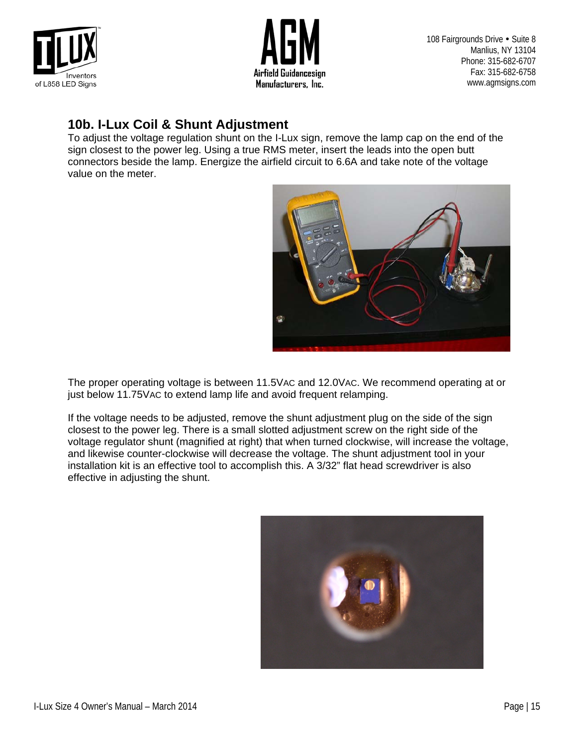## 10b. I-Lux Coil & Shunt Adjustment

To adjust the voltage regulation shunt on the I-Lux sign, remove the lamp cap on the end of the sign closest to the power leg. Using a true RMS meter, insert the leads into the open butt connectors beside the lamp. Energize the airfield circuit to 6.6A and take note of the voltage value on the meter.

The proper operating voltage is between 11.5VAC and 12.0VAC. We recommend operating at or just below 11.75VAC to extend lamp life and avoid frequent relamping.

If the voltage needs to be adjusted, remove the shunt adjustment plug on the side of the sign closest to the power leg. There is a small slotted adjustment screw on the right side of the voltage regulator shunt (magnified at right) that when turned clockwise, will increase the voltage, and likewise counter-clockwise will decrease the voltage. The shunt adjustment tool in your installation kit is an effective tool to accomplish this. A 3/32" flat head screwdriver is also effective in adjusting the shunt.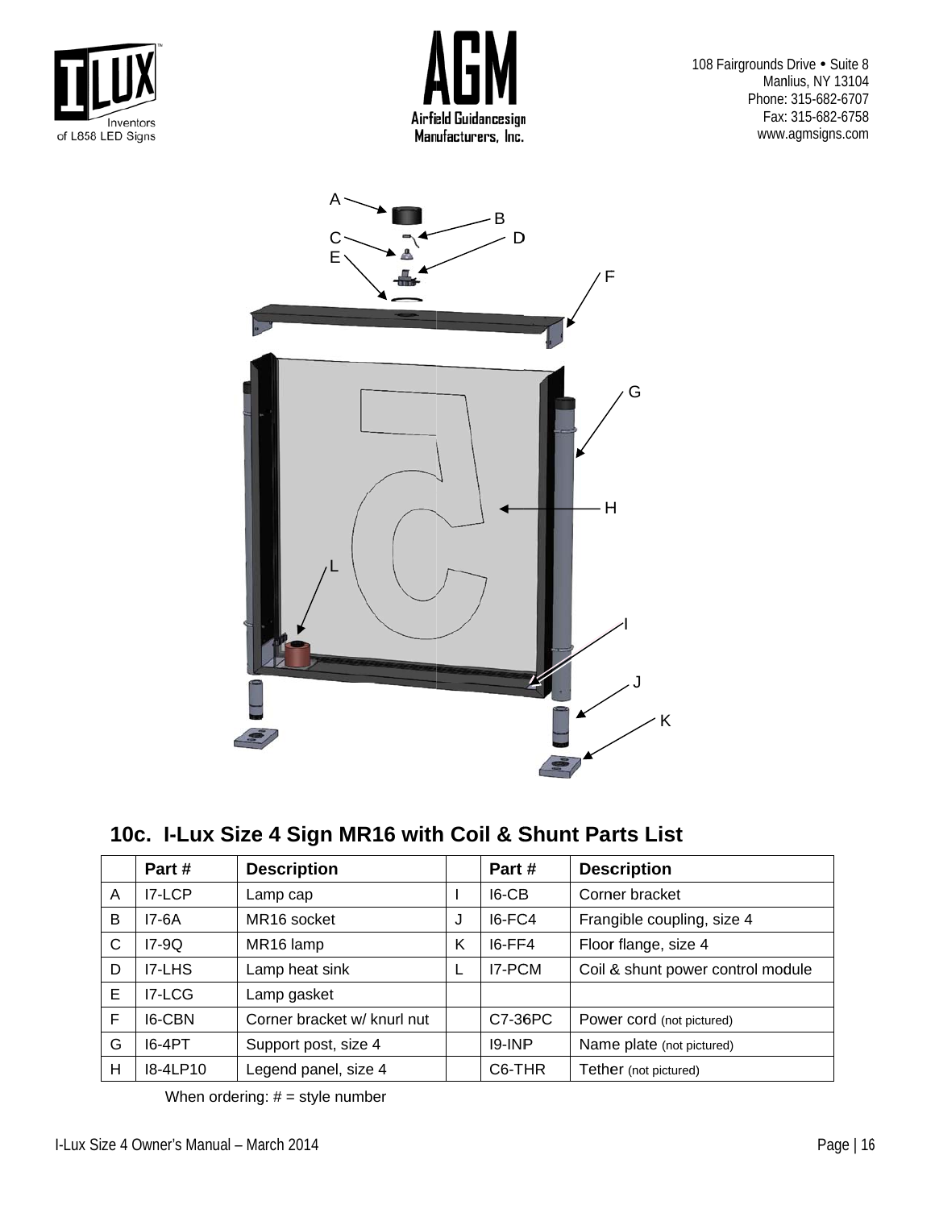108 Fairgrounds Drive • Suite 8
Manlius, NY 13104
Phone: 315-682-6707
Fax: 315-682-6758
www.agmsigns.com

## 10c. I-Lux Size 4 Sign MR16 with Coil & Shunt Parts List

| | Part # | Description | | Part # | Description |
|---|---|---|---|---|---|
| A | I7-LCP | Lamp cap | I | I6-CB | Corner bracket |
| B | I7-6A | MR16 socket | J | I6-FC4 | Frangible coupling, size 4 |
| C | I7-9Q | MR16 lamp | K | I6-FF4 | Floor flange, size 4 |
| D | I7-LHS | Lamp heat sink | L | I7-PCM | Coil & shunt power control module |
| E | I7-LCG | Lamp gasket | | | |
| F | I6-CBN | Corner bracket w/ knurl nut | | C7-36PC | Power cord (not pictured) |
| G | I6-4PT | Support post, size 4 | | I9-INP | Name plate (not pictured) |
| H | I8-4LP10 | Legend panel, size 4 | | C6-THR | Tether (not pictured) |

When ordering: # = style number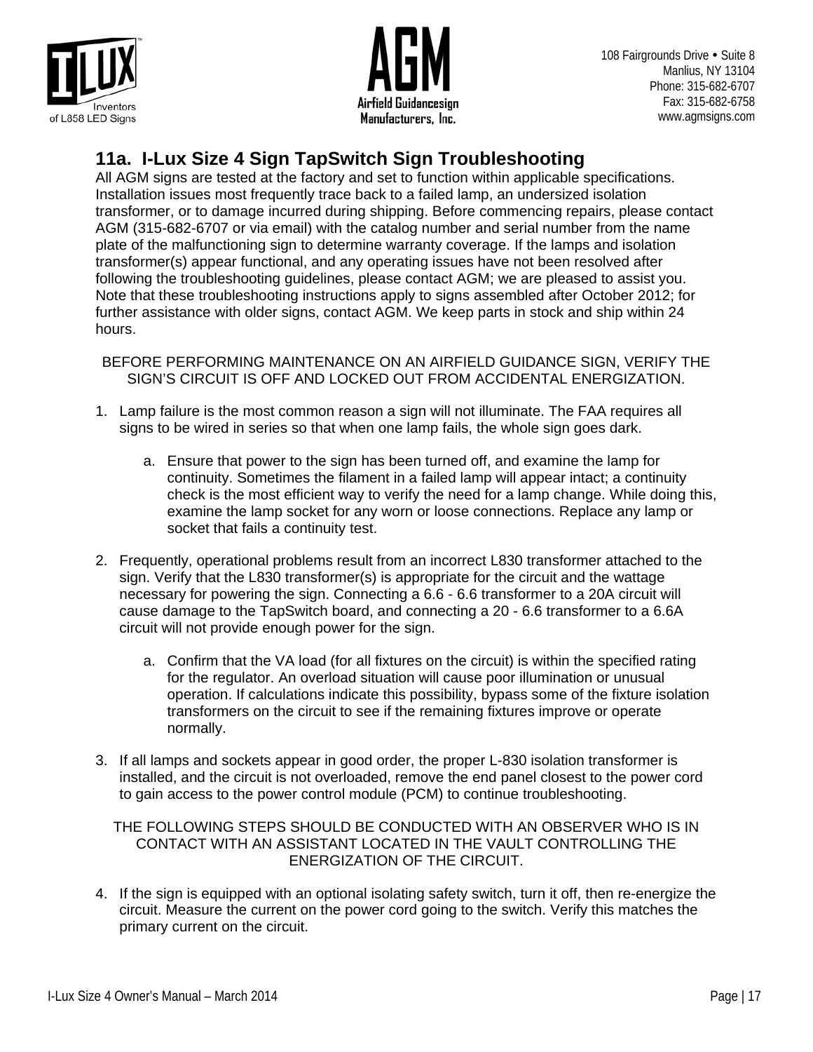## 11a. I-Lux Size 4 Sign TapSwitch Sign Troubleshooting

All AGM signs are tested at the factory and set to function within applicable specifications. Installation issues most frequently trace back to a failed lamp, an undersized isolation transformer, or to damage incurred during shipping. Before commencing repairs, please contact AGM (315-682-6707 or via email) with the catalog number and serial number from the name plate of the malfunctioning sign to determine warranty coverage. If the lamps and isolation transformer(s) appear functional, and any operating issues have not been resolved after following the troubleshooting guidelines, please contact AGM; we are pleased to assist you. Note that these troubleshooting instructions apply to signs assembled after October 2012; for further assistance with older signs, contact AGM. We keep parts in stock and ship within 24 hours.

BEFORE PERFORMING MAINTENANCE ON AN AIRFIELD GUIDANCE SIGN, VERIFY THE SIGN'S CIRCUIT IS OFF AND LOCKED OUT FROM ACCIDENTAL ENERGIZATION.

1. Lamp failure is the most common reason a sign will not illuminate. The FAA requires all signs to be wired in series so that when one lamp fails, the whole sign goes dark.
   a. Ensure that power to the sign has been turned off, and examine the lamp for continuity. Sometimes the filament in a failed lamp will appear intact; a continuity check is the most efficient way to verify the need for a lamp change. While doing this, examine the lamp socket for any worn or loose connections. Replace any lamp or socket that fails a continuity test.
2. Frequently, operational problems result from an incorrect L830 transformer attached to the sign. Verify that the L830 transformer(s) is appropriate for the circuit and the wattage necessary for powering the sign. Connecting a 6.6 - 6.6 transformer to a 20A circuit will cause damage to the TapSwitch board, and connecting a 20 - 6.6 transformer to a 6.6A circuit will not provide enough power for the sign.
   a. Confirm that the VA load (for all fixtures on the circuit) is within the specified rating for the regulator. An overload situation will cause poor illumination or unusual operation. If calculations indicate this possibility, bypass some of the fixture isolation transformers on the circuit to see if the remaining fixtures improve or operate normally.
3. If all lamps and sockets appear in good order, the proper L-830 isolation transformer is installed, and the circuit is not overloaded, remove the end panel closest to the power cord to gain access to the power control module (PCM) to continue troubleshooting.

THE FOLLOWING STEPS SHOULD BE CONDUCTED WITH AN OBSERVER WHO IS IN CONTACT WITH AN ASSISTANT LOCATED IN THE VAULT CONTROLLING THE ENERGIZATION OF THE CIRCUIT.

4. If the sign is equipped with an optional isolating safety switch, turn it off, then re-energize the circuit. Measure the current on the power cord going to the switch. Verify this matches the primary current on the circuit.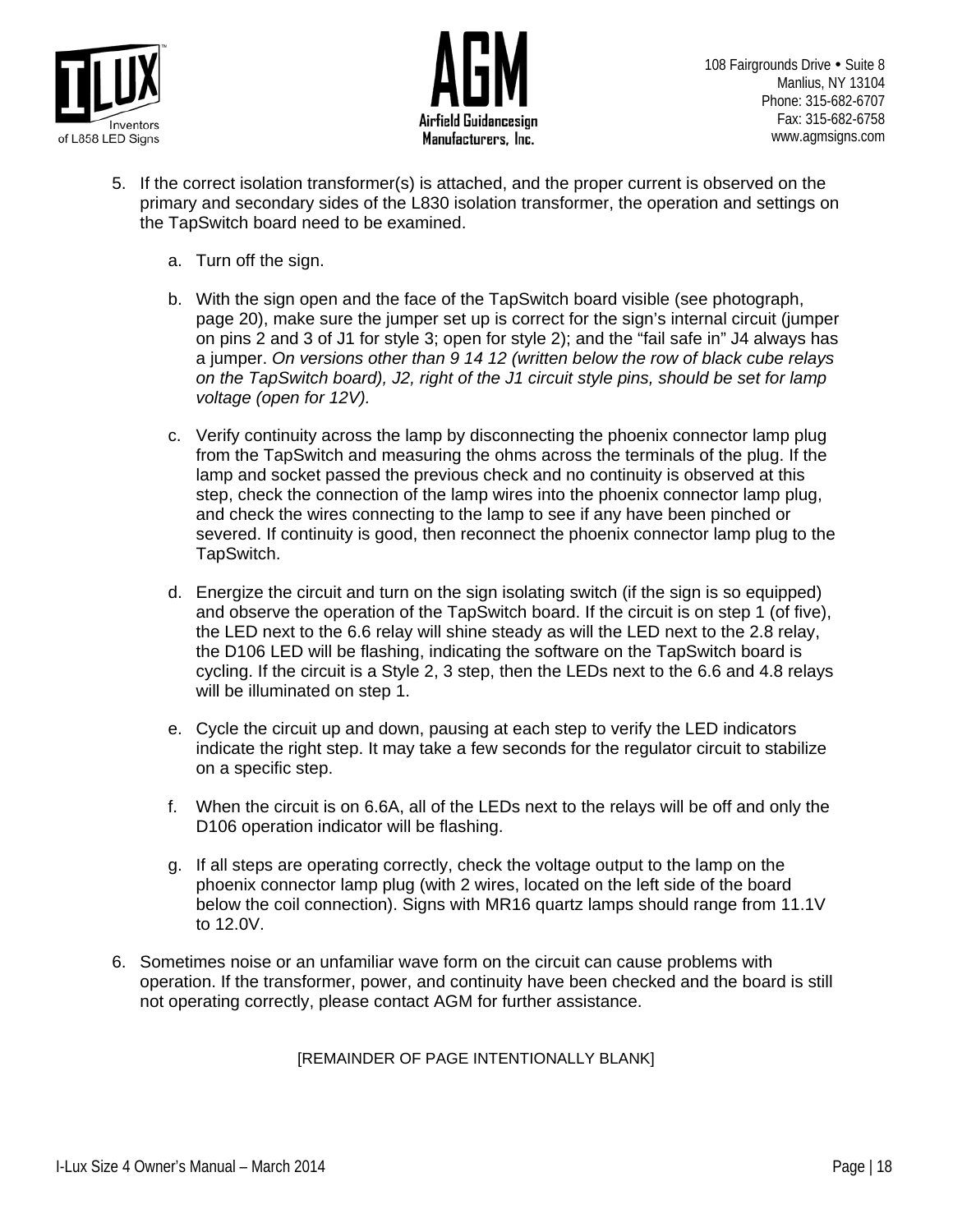5. If the correct isolation transformer(s) is attached, and the proper current is observed on the primary and secondary sides of the L830 isolation transformer, the operation and settings on the TapSwitch board need to be examined.

    a. Turn off the sign.

    b. With the sign open and the face of the TapSwitch board visible (see photograph, page 20), make sure the jumper set up is correct for the sign's internal circuit (jumper on pins 2 and 3 of J1 for style 3; open for style 2); and the "fail safe in" J4 always has a jumper. *On versions other than 9 14 12 (written below the row of black cube relays on the TapSwitch board), J2, right of the J1 circuit style pins, should be set for lamp voltage (open for 12V).*

    c. Verify continuity across the lamp by disconnecting the phoenix connector lamp plug from the TapSwitch and measuring the ohms across the terminals of the plug. If the lamp and socket passed the previous check and no continuity is observed at this step, check the connection of the lamp wires into the phoenix connector lamp plug, and check the wires connecting to the lamp to see if any have been pinched or severed. If continuity is good, then reconnect the phoenix connector lamp plug to the TapSwitch.

    d. Energize the circuit and turn on the sign isolating switch (if the sign is so equipped) and observe the operation of the TapSwitch board. If the circuit is on step 1 (of five), the LED next to the 6.6 relay will shine steady as will the LED next to the 2.8 relay, the D106 LED will be flashing, indicating the software on the TapSwitch board is cycling. If the circuit is a Style 2, 3 step, then the LEDs next to the 6.6 and 4.8 relays will be illuminated on step 1.

    e. Cycle the circuit up and down, pausing at each step to verify the LED indicators indicate the right step. It may take a few seconds for the regulator circuit to stabilize on a specific step.

    f. When the circuit is on 6.6A, all of the LEDs next to the relays will be off and only the D106 operation indicator will be flashing.

    g. If all steps are operating correctly, check the voltage output to the lamp on the phoenix connector lamp plug (with 2 wires, located on the left side of the board below the coil connection). Signs with MR16 quartz lamps should range from 11.1V to 12.0V.

6. Sometimes noise or an unfamiliar wave form on the circuit can cause problems with operation. If the transformer, power, and continuity have been checked and the board is still not operating correctly, please contact AGM for further assistance.

[REMAINDER OF PAGE INTENTIONALLY BLANK]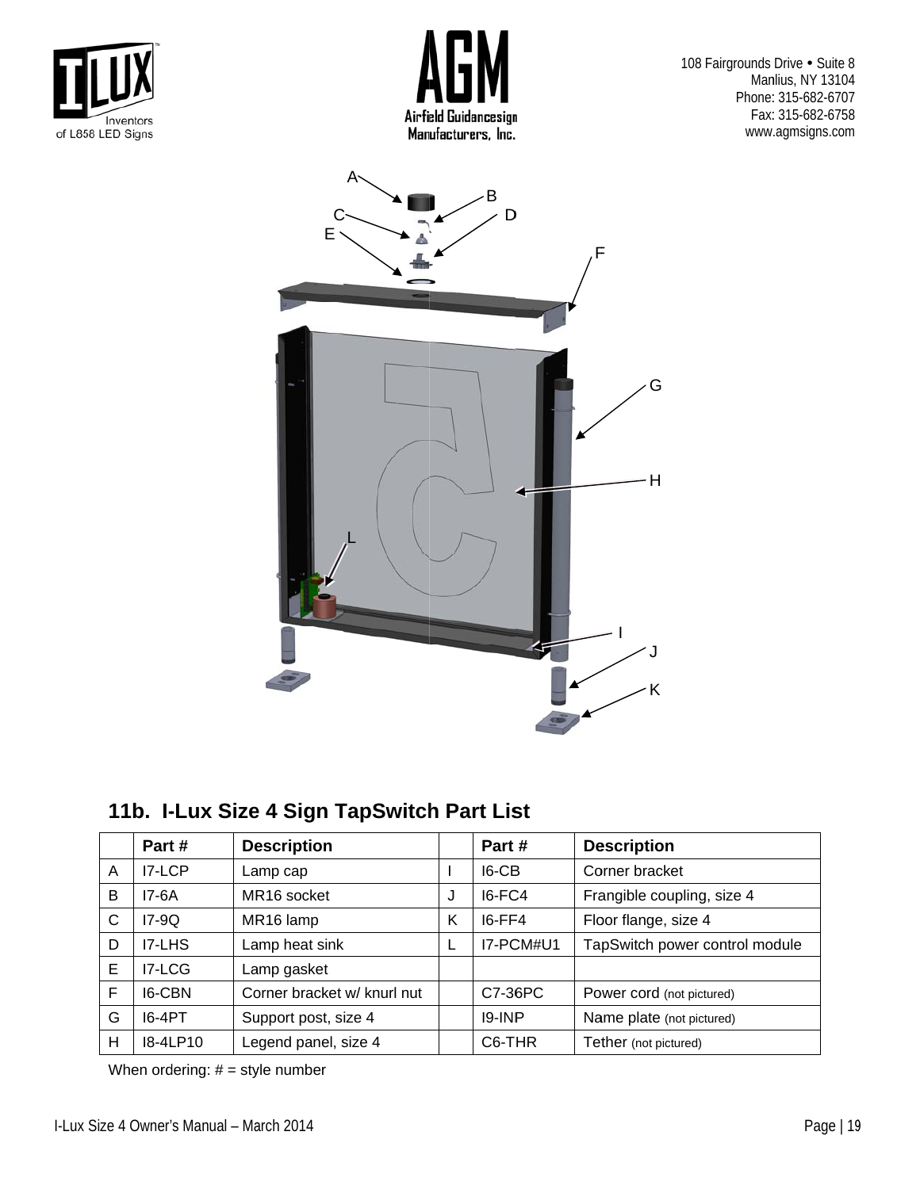108 Fairgrounds Drive • Suite 8
Manlius, NY 13104
Phone: 315-682-6707
Fax: 315-682-6758
www.agmsigns.com

## 11b. I-Lux Size 4 Sign TapSwitch Part List

| | Part # | Description | | Part # | Description |
|---|---|---|---|---|---|
| A | I7-LCP | Lamp cap | I | I6-CB | Corner bracket |
| B | I7-6A | MR16 socket | J | I6-FC4 | Frangible coupling, size 4 |
| C | I7-9Q | MR16 lamp | K | I6-FF4 | Floor flange, size 4 |
| D | I7-LHS | Lamp heat sink | L | I7-PCM#U1 | TapSwitch power control module |
| E | I7-LCG | Lamp gasket | | | |
| F | I6-CBN | Corner bracket w/ knurl nut | | C7-36PC | Power cord (not pictured) |
| G | I6-4PT | Support post, size 4 | | I9-INP | Name plate (not pictured) |
| H | I8-4LP10 | Legend panel, size 4 | | C6-THR | Tether (not pictured) |

When ordering: # = style number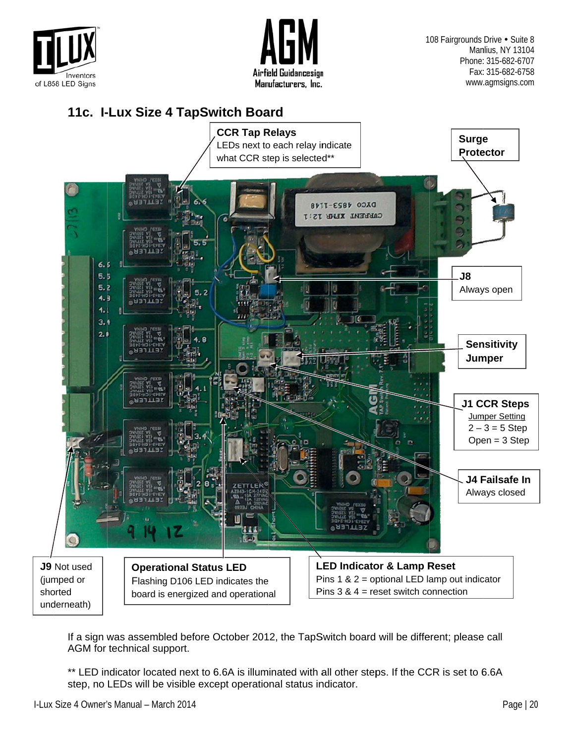## 11c. I-Lux Size 4 TapSwitch Board

**CCR Tap Relays**
LEDs next to each relay indicate what CCR step is selected**

**Surge Protector**

**J8**
Always open

**Sensitivity Jumper**

**J1 CCR Steps**
Jumper Setting
2 – 3 = 5 Step
Open = 3 Step

**J4 Failsafe In**
Always closed

**J9** Not used (jumped or shorted underneath)

**Operational Status LED**
Flashing D106 LED indicates the board is energized and operational

**LED Indicator & Lamp Reset**
Pins 1 & 2 = optional LED lamp out indicator
Pins 3 & 4 = reset switch connection

If a sign was assembled before October 2012, the TapSwitch board will be different; please call AGM for technical support.

** LED indicator located next to 6.6A is illuminated with all other steps. If the CCR is set to 6.6A step, no LEDs will be visible except operational status indicator.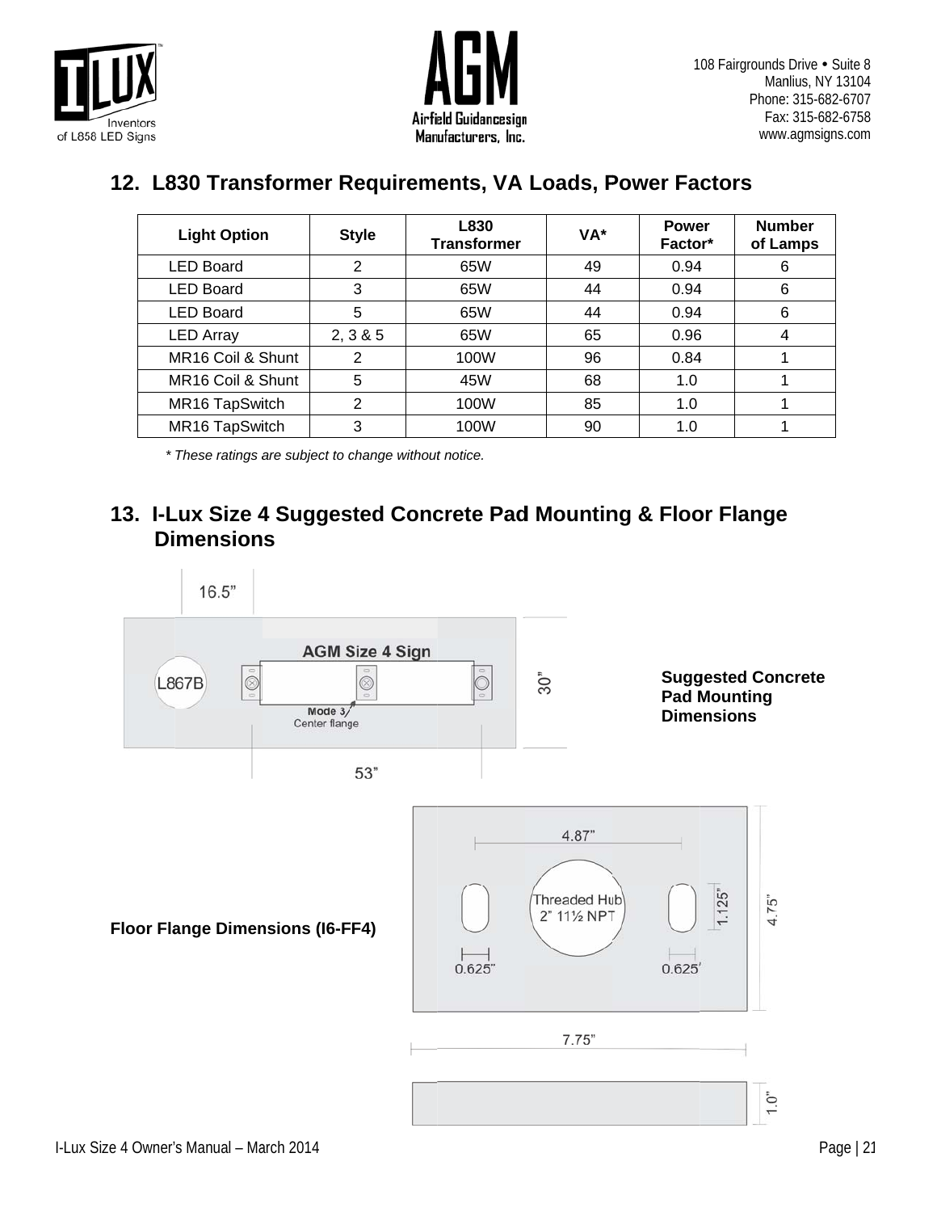## 12. L830 Transformer Requirements, VA Loads, Power Factors

| Light Option | Style | L830 Transformer | VA* | Power Factor* | Number of Lamps |
|---|---|---|---|---|---|
| LED Board | 2 | 65W | 49 | 0.94 | 6 |
| LED Board | 3 | 65W | 44 | 0.94 | 6 |
| LED Board | 5 | 65W | 44 | 0.94 | 6 |
| LED Array | 2, 3 & 5 | 65W | 65 | 0.96 | 4 |
| MR16 Coil & Shunt | 2 | 100W | 96 | 0.84 | 1 |
| MR16 Coil & Shunt | 5 | 45W | 68 | 1.0 | 1 |
| MR16 TapSwitch | 2 | 100W | 85 | 1.0 | 1 |
| MR16 TapSwitch | 3 | 100W | 90 | 1.0 | 1 |

*\* These ratings are subject to change without notice.*

## 13. I-Lux Size 4 Suggested Concrete Pad Mounting & Floor Flange Dimensions

16.5"

AGM Size 4 Sign

L867B

Mode 3/ Center flange

30"

53"

**Suggested Concrete Pad Mounting Dimensions**

**Floor Flange Dimensions (I6-FF4)**

4.87"

Threaded Hub 2" 11½ NPT

1.125"

4.75"

0.625"

0.625"

7.75"

1.0"